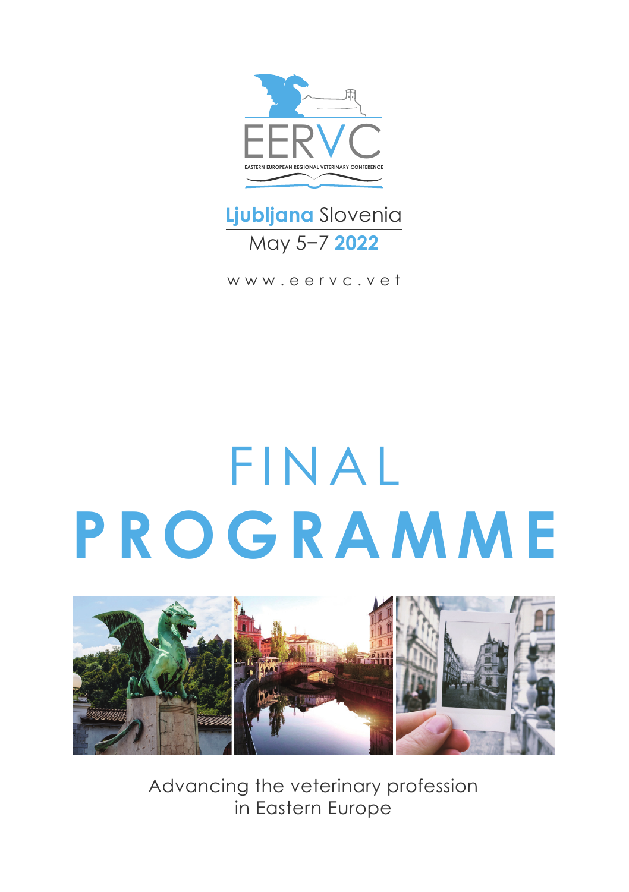EERVC

EASTERN EUROPEAN REGIONAL VETERINARY CONFERENCE

**Ljubljana** Slovenia

May 5–7 **2022**

www.eervc.vet

# FINAL **PROGRAMME**

Advancing the veterinary profession in Eastern Europe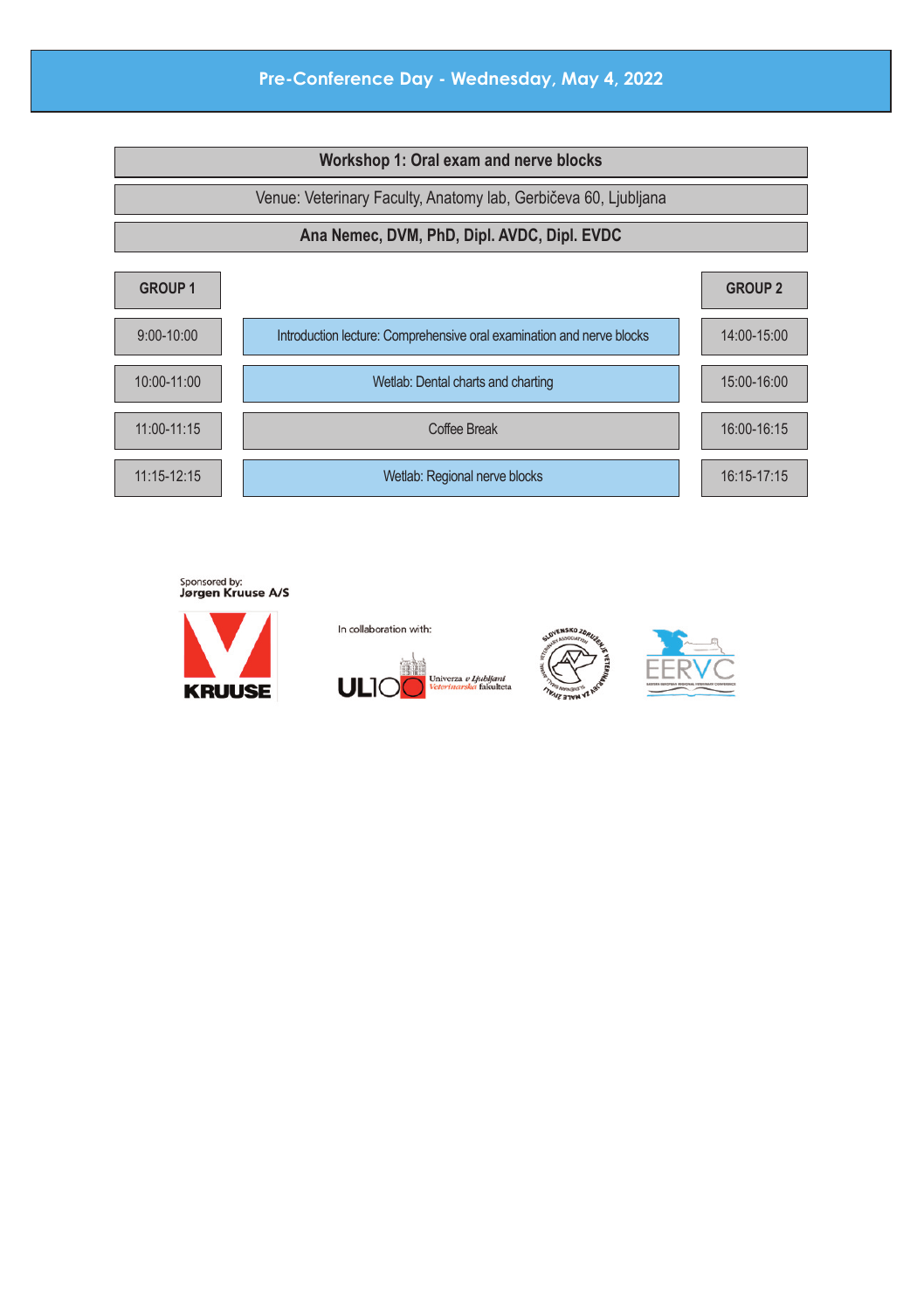# Pre-Conference Day - Wednesday, May 4, 2022

**Workshop 1: Oral exam and nerve blocks**

Venue: Veterinary Faculty, Anatomy lab, Gerbičeva 60, Ljubljana

**Ana Nemec, DVM, PhD, Dipl. AVDC, Dipl. EVDC**

| GROUP 1 | | GROUP 2 |
|---|---|---|
| 9:00-10:00 | Introduction lecture: Comprehensive oral examination and nerve blocks | 14:00-15:00 |
| 10:00-11:00 | Wetlab: Dental charts and charting | 15:00-16:00 |
| 11:00-11:15 | Coffee Break | 16:00-16:15 |
| 11:15-12:15 | Wetlab: Regional nerve blocks | 16:15-17:15 |

Sponsored by:
**Jørgen Kruuse A/S**

KRUUSE

In collaboration with:

UL100 Univerza v Ljubljani Veterinarska fakulteta

EERVC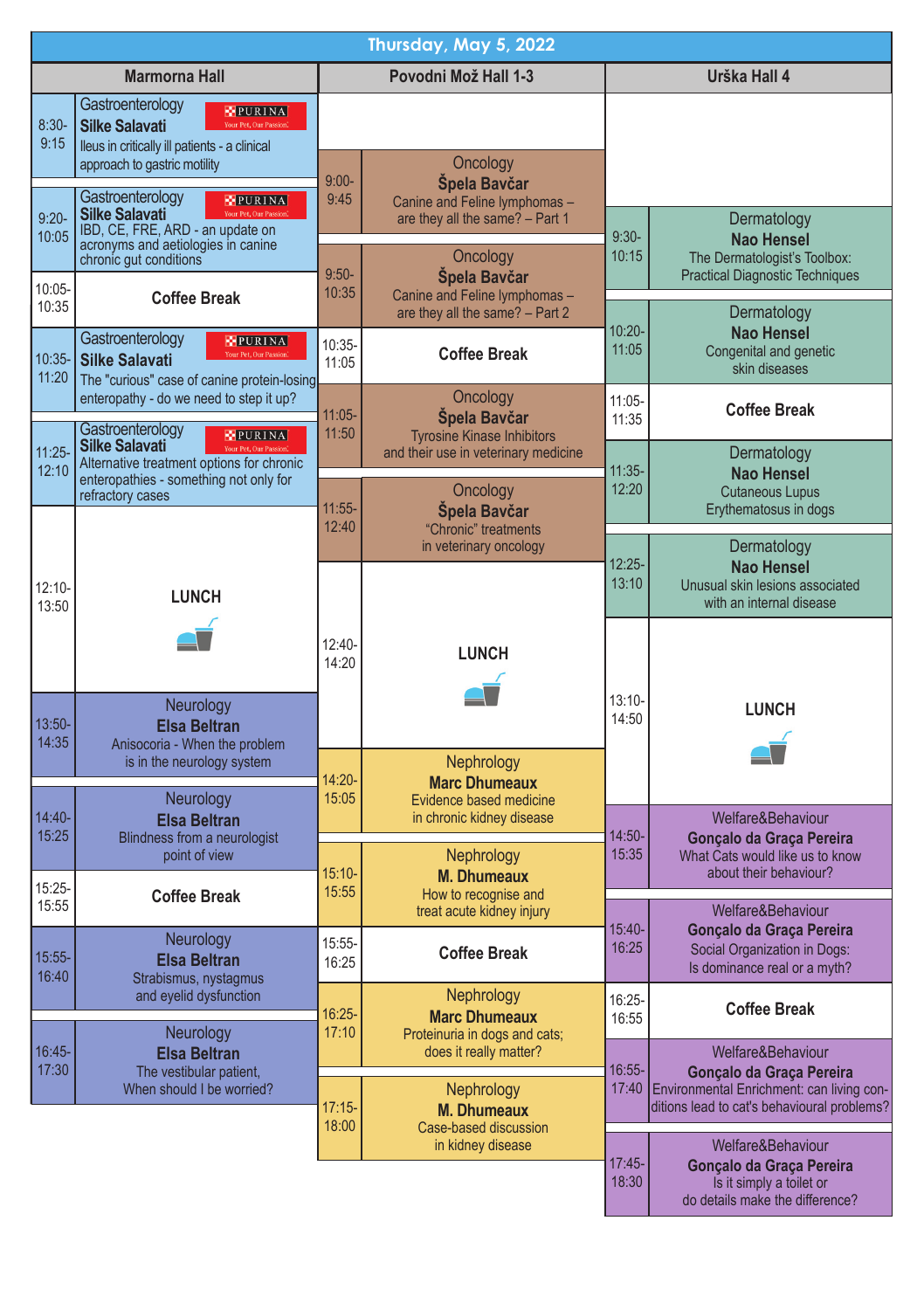## Thursday, May 5, 2022

### Marmorna Hall

| Time | Session |
|---|---|
| 8:30-9:15 | Gastroenterology **Silke Salavati** Ileus in critically ill patients - a clinical approach to gastric motility (PURINA – Your Pet, Our Passion.) |
| 9:20-10:05 | Gastroenterology **Silke Salavati** IBD, CE, FRE, ARD - an update on acronyms and aetiologies in canine chronic gut conditions (PURINA – Your Pet, Our Passion.) |
| 10:05-10:35 | **Coffee Break** |
| 10:35-11:20 | Gastroenterology **Silke Salavati** The "curious" case of canine protein-losing enteropathy - do we need to step it up? (PURINA – Your Pet, Our Passion.) |
| 11:25-12:10 | Gastroenterology **Silke Salavati** Alternative treatment options for chronic enteropathies - something not only for refractory cases (PURINA – Your Pet, Our Passion.) |
| 12:10-13:50 | **LUNCH** |
| 13:50-14:35 | Neurology **Elsa Beltran** Anisocoria - When the problem is in the neurology system |
| 14:40-15:25 | Neurology **Elsa Beltran** Blindness from a neurologist point of view |
| 15:25-15:55 | **Coffee Break** |
| 15:55-16:40 | Neurology **Elsa Beltran** Strabismus, nystagmus and eyelid dysfunction |
| 16:45-17:30 | Neurology **Elsa Beltran** The vestibular patient, When should I be worried? |

### Povodni Mož Hall 1-3

| Time | Session |
|---|---|
| 9:00-9:45 | Oncology **Špela Bavčar** Canine and Feline lymphomas – are they all the same? – Part 1 |
| 9:50-10:35 | Oncology **Špela Bavčar** Canine and Feline lymphomas – are they all the same? – Part 2 |
| 10:35-11:05 | **Coffee Break** |
| 11:05-11:50 | Oncology **Špela Bavčar** Tyrosine Kinase Inhibitors and their use in veterinary medicine |
| 11:55-12:40 | Oncology **Špela Bavčar** “Chronic” treatments in veterinary oncology |
| 12:40-14:20 | **LUNCH** |
| 14:20-15:05 | Nephrology **Marc Dhumeaux** Evidence based medicine in chronic kidney disease |
| 15:10-15:55 | Nephrology **M. Dhumeaux** How to recognise and treat acute kidney injury |
| 15:55-16:25 | **Coffee Break** |
| 16:25-17:10 | Nephrology **Marc Dhumeaux** Proteinuria in dogs and cats; does it really matter? |
| 17:15-18:00 | Nephrology **M. Dhumeaux** Case-based discussion in kidney disease |

### Urška Hall 4

| Time | Session |
|---|---|
| 9:30-10:15 | Dermatology **Nao Hensel** The Dermatologist's Toolbox: Practical Diagnostic Techniques |
| 10:20-11:05 | Dermatology **Nao Hensel** Congenital and genetic skin diseases |
| 11:05-11:35 | **Coffee Break** |
| 11:35-12:20 | Dermatology **Nao Hensel** Cutaneous Lupus Erythematosus in dogs |
| 12:25-13:10 | Dermatology **Nao Hensel** Unusual skin lesions associated with an internal disease |
| 13:10-14:50 | **LUNCH** |
| 14:50-15:35 | Welfare&Behaviour **Gonçalo da Graça Pereira** What Cats would like us to know about their behaviour? |
| 15:40-16:25 | Welfare&Behaviour **Gonçalo da Graça Pereira** Social Organization in Dogs: Is dominance real or a myth? |
| 16:25-16:55 | **Coffee Break** |
| 16:55-17:40 | Welfare&Behaviour **Gonçalo da Graça Pereira** Environmental Enrichment: can living conditions lead to cat's behavioural problems? |
| 17:45-18:30 | Welfare&Behaviour **Gonçalo da Graça Pereira** Is it simply a toilet or do details make the difference? |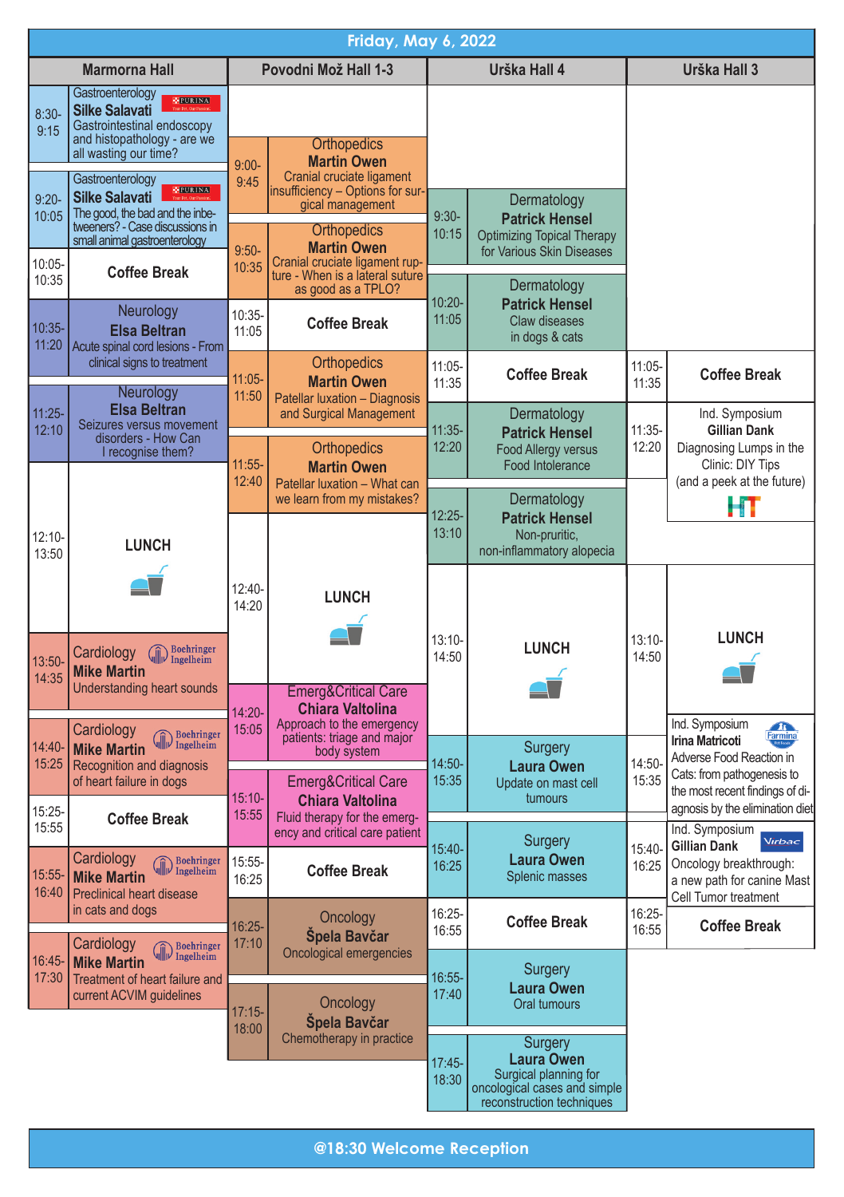# Friday, May 6, 2022

## Marmorna Hall

| Time | Session |
|---|---|
| 8:30-9:15 | Gastroenterology — **Silke Salavati** — Gastrointestinal endoscopy and histopathology - are we all wasting our time? (PURINA) |
| 9:20-10:05 | Gastroenterology — **Silke Salavati** — The good, the bad and the inbe-tweeners? - Case discussions in small animal gastroenterology (PURINA) |
| 10:05-10:35 | **Coffee Break** |
| 10:35-11:20 | Neurology — **Elsa Beltran** — Acute spinal cord lesions - From clinical signs to treatment |
| 11:25-12:10 | Neurology — **Elsa Beltran** — Seizures versus movement disorders - How Can I recognise them? |
| 12:10-13:50 | **LUNCH** |
| 13:50-14:35 | Cardiology — **Mike Martin** — Understanding heart sounds (Boehringer Ingelheim) |
| 14:40-15:25 | Cardiology — **Mike Martin** — Recognition and diagnosis of heart failure in dogs (Boehringer Ingelheim) |
| 15:25-15:55 | **Coffee Break** |
| 15:55-16:40 | Cardiology — **Mike Martin** — Preclinical heart disease in cats and dogs (Boehringer Ingelheim) |
| 16:45-17:30 | Cardiology — **Mike Martin** — Treatment of heart failure and current ACVIM guidelines (Boehringer Ingelheim) |

## Povodni Mož Hall 1-3

| Time | Session |
|---|---|
| 9:00-9:45 | Orthopedics — **Martin Owen** — Cranial cruciate ligament insufficiency – Options for surgical management |
| 9:50-10:35 | Orthopedics — **Martin Owen** — Cranial cruciate ligament rupture - When is a lateral suture as good as a TPLO? |
| 10:35-11:05 | **Coffee Break** |
| 11:05-11:50 | Orthopedics — **Martin Owen** — Patellar luxation – Diagnosis and Surgical Management |
| 11:55-12:40 | Orthopedics — **Martin Owen** — Patellar luxation – What can we learn from my mistakes? |
| 12:40-14:20 | **LUNCH** |
| 14:20-15:05 | Emerg&Critical Care — **Chiara Valtolina** — Approach to the emergency patients: triage and major body system |
| 15:10-15:55 | Emerg&Critical Care — **Chiara Valtolina** — Fluid therapy for the emergency and critical care patient |
| 15:55-16:25 | **Coffee Break** |
| 16:25-17:10 | Oncology — **Špela Bavčar** — Oncological emergencies |
| 17:15-18:00 | Oncology — **Špela Bavčar** — Chemotherapy in practice |

## Urška Hall 4

| Time | Session |
|---|---|
| 9:30-10:15 | Dermatology — **Patrick Hensel** — Optimizing Topical Therapy for Various Skin Diseases |
| 10:20-11:05 | Dermatology — **Patrick Hensel** — Claw diseases in dogs & cats |
| 11:05-11:35 | **Coffee Break** |
| 11:35-12:20 | Dermatology — **Patrick Hensel** — Food Allergy versus Food Intolerance |
| 12:25-13:10 | Dermatology — **Patrick Hensel** — Non-pruritic, non-inflammatory alopecia |
| 13:10-14:50 | **LUNCH** |
| 14:50-15:35 | Surgery — **Laura Owen** — Update on mast cell tumours |
| 15:40-16:25 | Surgery — **Laura Owen** — Splenic masses |
| 16:25-16:55 | **Coffee Break** |
| 16:55-17:40 | Surgery — **Laura Owen** — Oral tumours |
| 17:45-18:30 | Surgery — **Laura Owen** — Surgical planning for oncological cases and simple reconstruction techniques |

## Urška Hall 3

| Time | Session |
|---|---|
| 11:05-11:35 | **Coffee Break** |
| 11:35-12:20 | Ind. Symposium — **Gillian Dank** — Diagnosing Lumps in the Clinic: DIY Tips (and a peek at the future) (HT) |
| 13:10-14:50 | **LUNCH** |
| 14:50-15:35 | Ind. Symposium — **Irina Matricoti** — Adverse Food Reaction in Cats: from pathogenesis to the most recent findings of diagnosis by the elimination diet (Farmina) |
| 15:40-16:25 | Ind. Symposium — **Gillian Dank** — Oncology breakthrough: a new path for canine Mast Cell Tumor treatment (Virbac) |
| 16:25-16:55 | **Coffee Break** |

**@18:30 Welcome Reception**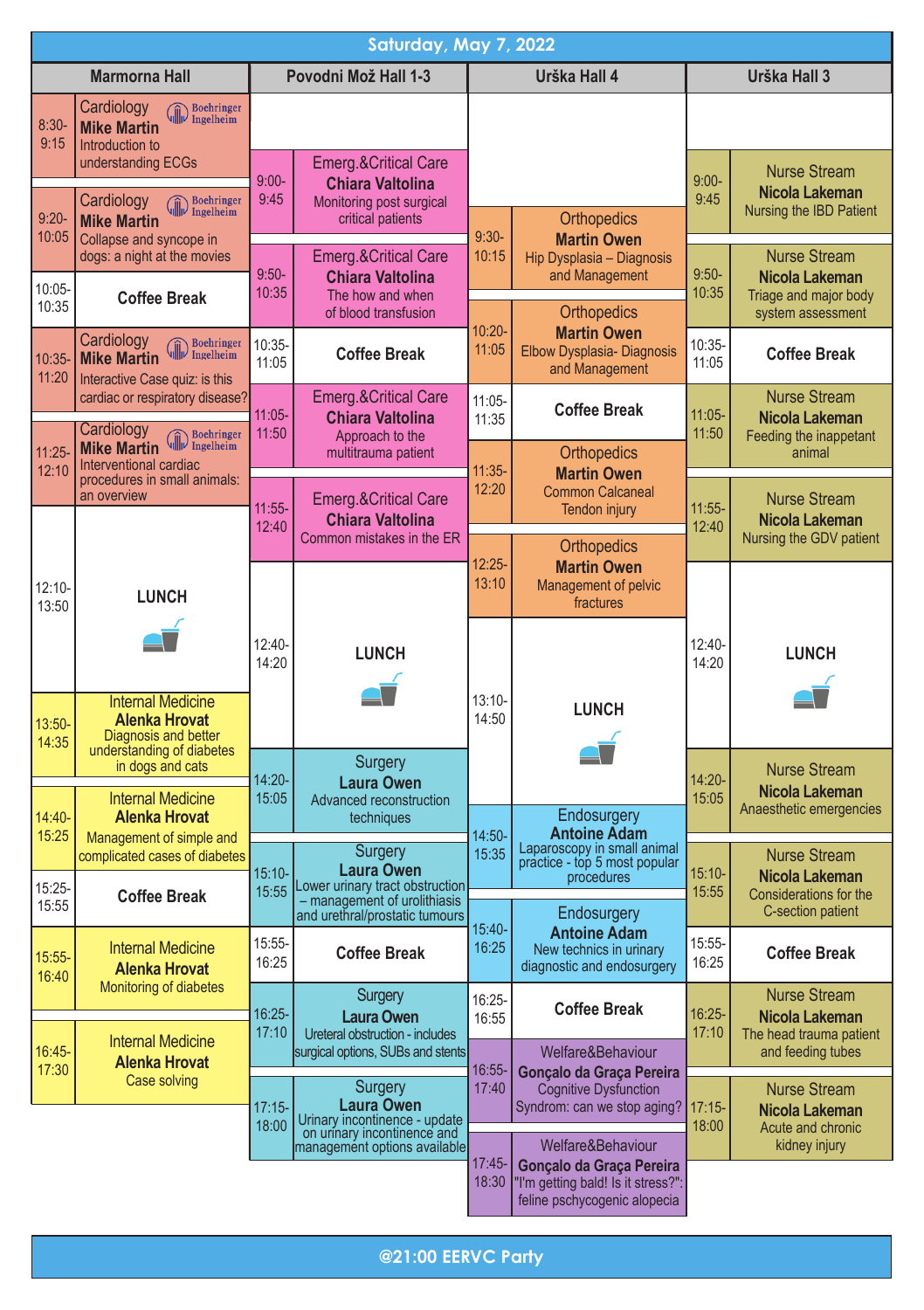# Saturday, May 7, 2022

## Marmorna Hall

| Time | Session |
|---|---|
| 8:30-9:15 | Cardiology (Boehringer Ingelheim) **Mike Martin** Introduction to understanding ECGs |
| 9:20-10:05 | Cardiology (Boehringer Ingelheim) **Mike Martin** Collapse and syncope in dogs: a night at the movies |
| 10:05-10:35 | **Coffee Break** |
| 10:35-11:20 | Cardiology (Boehringer Ingelheim) **Mike Martin** Interactive Case quiz: is this cardiac or respiratory disease? |
| 11:25-12:10 | Cardiology (Boehringer Ingelheim) **Mike Martin** Interventional cardiac procedures in small animals: an overview |
| 12:10-13:50 | **LUNCH** |
| 13:50-14:35 | Internal Medicine **Alenka Hrovat** Diagnosis and better understanding of diabetes in dogs and cats |
| 14:40-15:25 | Internal Medicine **Alenka Hrovat** Management of simple and complicated cases of diabetes |
| 15:25-15:55 | **Coffee Break** |
| 15:55-16:40 | Internal Medicine **Alenka Hrovat** Monitoring of diabetes |
| 16:45-17:30 | Internal Medicine **Alenka Hrovat** Case solving |

## Povodni Mož Hall 1-3

| Time | Session |
|---|---|
| 9:00-9:45 | Emerg.&Critical Care **Chiara Valtolina** Monitoring post surgical critical patients |
| 9:50-10:35 | Emerg.&Critical Care **Chiara Valtolina** The how and when of blood transfusion |
| 10:35-11:05 | **Coffee Break** |
| 11:05-11:50 | Emerg.&Critical Care **Chiara Valtolina** Approach to the multitrauma patient |
| 11:55-12:40 | Emerg.&Critical Care **Chiara Valtolina** Common mistakes in the ER |
| 12:40-14:20 | **LUNCH** |
| 14:20-15:05 | Surgery **Laura Owen** Advanced reconstruction techniques |
| 15:10-15:55 | Surgery **Laura Owen** Lower urinary tract obstruction – management of urolithiasis and urethral/prostatic tumours |
| 15:55-16:25 | **Coffee Break** |
| 16:25-17:10 | Surgery **Laura Owen** Ureteral obstruction - includes surgical options, SUBs and stents |
| 17:15-18:00 | Surgery **Laura Owen** Urinary incontinence - update on urinary incontinence and management options available |

## Urška Hall 4

| Time | Session |
|---|---|
| 9:30-10:15 | Orthopedics **Martin Owen** Hip Dysplasia – Diagnosis and Management |
| 10:20-11:05 | Orthopedics **Martin Owen** Elbow Dysplasia- Diagnosis and Management |
| 11:05-11:35 | **Coffee Break** |
| 11:35-12:20 | Orthopedics **Martin Owen** Common Calcaneal Tendon injury |
| 12:25-13:10 | Orthopedics **Martin Owen** Management of pelvic fractures |
| 13:10-14:50 | **LUNCH** |
| 14:50-15:35 | Endosurgery **Antoine Adam** Laparoscopy in small animal practice - top 5 most popular procedures |
| 15:40-16:25 | Endosurgery **Antoine Adam** New technics in urinary diagnostic and endosurgery |
| 16:25-16:55 | **Coffee Break** |
| 16:55-17:40 | Welfare&Behaviour **Gonçalo da Graça Pereira** Cognitive Dysfunction Syndrom: can we stop aging? |
| 17:45-18:30 | Welfare&Behaviour **Gonçalo da Graça Pereira** "I'm getting bald! Is it stress?": feline pschycogenic alopecia |

## Urška Hall 3

| Time | Session |
|---|---|
| 9:00-9:45 | Nurse Stream **Nicola Lakeman** Nursing the IBD Patient |
| 9:50-10:35 | Nurse Stream **Nicola Lakeman** Triage and major body system assessment |
| 10:35-11:05 | **Coffee Break** |
| 11:05-11:50 | Nurse Stream **Nicola Lakeman** Feeding the inappetant animal |
| 11:55-12:40 | Nurse Stream **Nicola Lakeman** Nursing the GDV patient |
| 12:40-14:20 | **LUNCH** |
| 14:20-15:05 | Nurse Stream **Nicola Lakeman** Anaesthetic emergencies |
| 15:10-15:55 | Nurse Stream **Nicola Lakeman** Considerations for the C-section patient |
| 15:55-16:25 | **Coffee Break** |
| 16:25-17:10 | Nurse Stream **Nicola Lakeman** The head trauma patient and feeding tubes |
| 17:15-18:00 | Nurse Stream **Nicola Lakeman** Acute and chronic kidney injury |

**@21:00 EERVC Party**